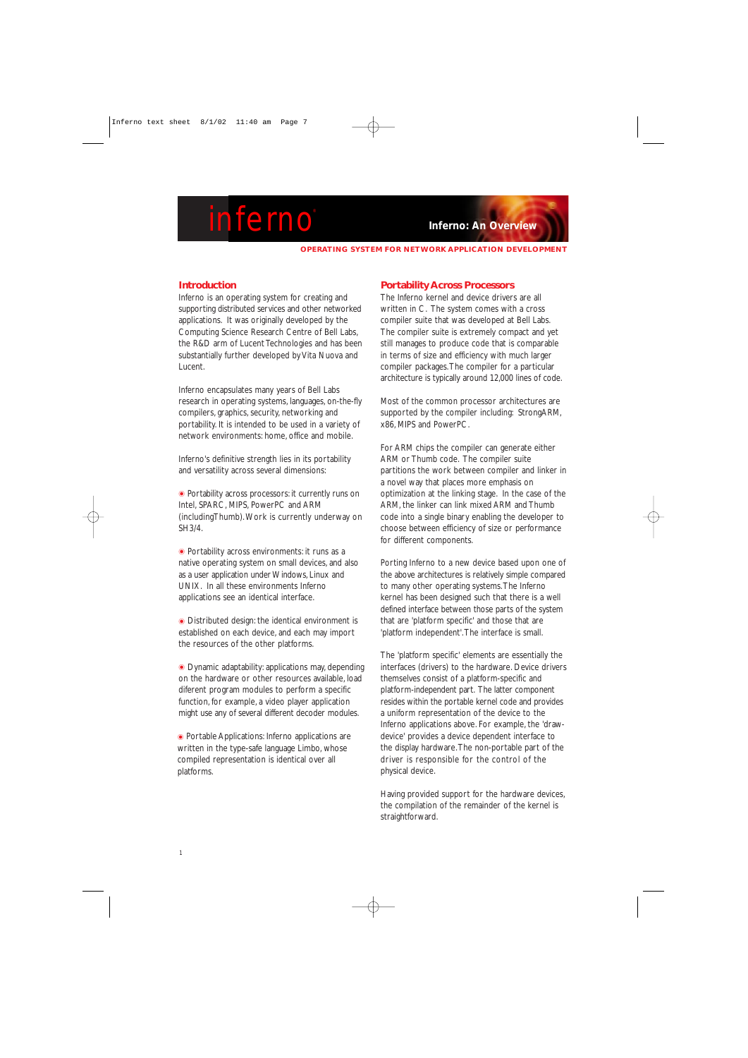# inferno®

## Inferno: An Overview

**OPERATING SYSTEM FOR NETWORK APPLICATION DEVELOPMENT**

### Introduction

Inferno is an operating system for creating and supporting distributed services and other networked applications. It was originally developed by the Computing Science Research Centre of Bell Labs, the R&D arm of Lucent Technologies and has been substantially further developed by Vita Nuova and Lucent.

Inferno encapsulates many years of Bell Labs research in operating systems, languages, on-the-fly compilers, graphics, security, networking and portability. It is intended to be used in a variety of network environments: home, office and mobile.

Inferno's definitive strength lies in its portability and versatility across several dimensions:

- Portability across processors: it currently runs on Intel, SPARC, MIPS, PowerPC and ARM (includingThumb). Work is currently underway on SH3/4.
- Portability across environments: it runs as a native operating system on small devices, and also as a user application under Windows, Linux and UNIX. In all these environments Inferno applications see an identical interface.
- Distributed design: the identical environment is established on each device, and each may import the resources of the other platforms.
- Dynamic adaptability: applications may, depending on the hardware or other resources available, load diferent program modules to perform a specific function, for example, a video player application might use any of several different decoder modules.
- Portable Applications: Inferno applications are written in the type-safe language Limbo, whose compiled representation is identical over all platforms.

### Portability Across Processors

The Inferno kernel and device drivers are all written in C. The system comes with a cross compiler suite that was developed at Bell Labs. The compiler suite is extremely compact and yet still manages to produce code that is comparable in terms of size and efficiency with much larger compiler packages. The compiler for a particular architecture is typically around 12,000 lines of code.

Most of the common processor architectures are supported by the compiler including: StrongARM, x86, MIPS and PowerPC.

For ARM chips the compiler can generate either ARM or Thumb code. The compiler suite partitions the work between compiler and linker in a novel way that places more emphasis on optimization at the linking stage. In the case of the ARM, the linker can link mixed ARM and Thumb code into a single binary enabling the developer to choose between efficiency of size or performance for different components.

Porting Inferno to a new device based upon one of the above architectures is relatively simple compared to many other operating systems. The Inferno kernel has been designed such that there is a well defined interface between those parts of the system that are 'platform specific' and those that are 'platform independent'. The interface is small.

The 'platform specific' elements are essentially the interfaces (drivers) to the hardware. Device drivers themselves consist of a platform-specific and platform-independent part. The latter component resides within the portable kernel code and provides a uniform representation of the device to the Inferno applications above. For example, the 'draw-device' provides a device dependent interface to the display hardware. The non-portable part of the driver is responsible for the control of the physical device.

Having provided support for the hardware devices, the compilation of the remainder of the kernel is straightforward.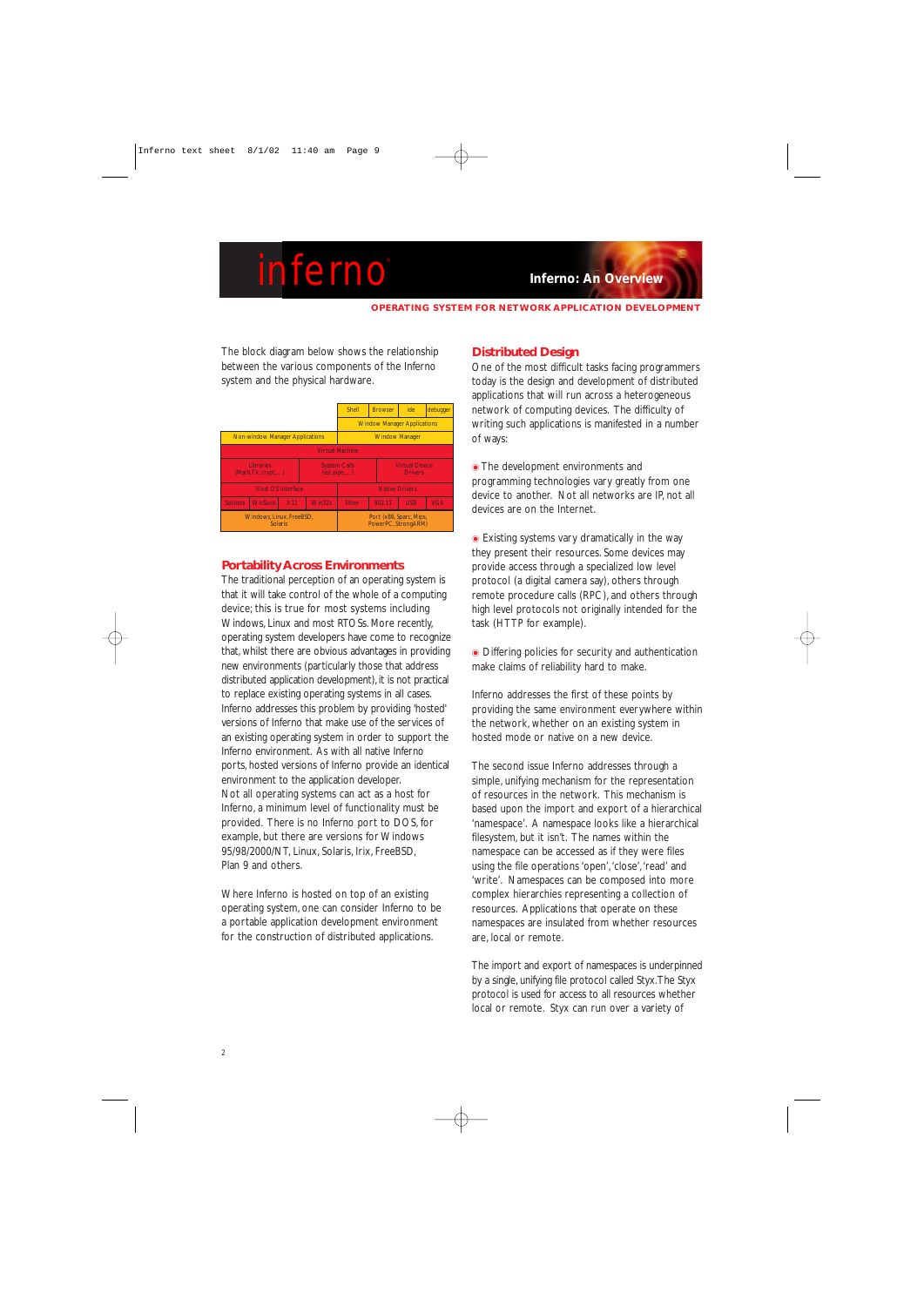# Inferno: An Overview

**OPERATING SYSTEM FOR NETWORK APPLICATION DEVELOPMENT**

The block diagram below shows the relationship between the various components of the Inferno system and the physical hardware.

| | | | | | | | |
|---|---|---|---|---|---|---|---|
| | | | | Shell | Browser | ide | debugger |
| | | | | Window Manager Applications | | | |
| Non-window Manager Applications | | | | Window Manager | | | |
| Virtual Machine | | | | | | | |
| Libraries (Math, Tk, crypt,...) | | System Calls (sd, pipe,...) | | | | Virtual Device Drivers | |
| Host OS Interface | | | | Native Drivers | | | |
| Sockets | WinSock | X11 | Win32s | Ether | 802.11 | USB | VGA |
| Windows, Linux, FreeBSD, Solaris | | | | Port (x86, Sparc, Mips, PowerPC, StrongARM) | | | |

## Portability Across Environments

The traditional perception of an operating system is that it will take control of the whole of a computing device; this is true for most systems including Windows, Linux and most RTOSs. More recently, operating system developers have come to recognize that, whilst there are obvious advantages in providing new environments (particularly those that address distributed application development), it is not practical to replace existing operating systems in all cases. Inferno addresses this problem by providing 'hosted' versions of Inferno that make use of the services of an existing operating system in order to support the Inferno environment. As with all native Inferno ports, hosted versions of Inferno provide an identical environment to the application developer.

Not all operating systems can act as a host for Inferno, a minimum level of functionality must be provided. There is no Inferno port to DOS, for example, but there are versions for Windows 95/98/2000/NT, Linux, Solaris, Irix, FreeBSD, Plan 9 and others.

Where Inferno is hosted on top of an existing operating system, one can consider Inferno to be a portable application development environment for the construction of distributed applications.

## Distributed Design

One of the most difficult tasks facing programmers today is the design and development of distributed applications that will run across a heterogeneous network of computing devices. The difficulty of writing such applications is manifested in a number of ways:

- The development environments and programming technologies vary greatly from one device to another. Not all networks are IP, not all devices are on the Internet.
- Existing systems vary dramatically in the way they present their resources. Some devices may provide access through a specialized low level protocol (a digital camera say), others through remote procedure calls (RPC), and others through high level protocols not originally intended for the task (HTTP for example).
- Differing policies for security and authentication make claims of reliability hard to make.

Inferno addresses the first of these points by providing the same environment everywhere within the network, whether on an existing system in hosted mode or native on a new device.

The second issue Inferno addresses through a simple, unifying mechanism for the representation of resources in the network. This mechanism is based upon the import and export of a hierarchical 'namespace'. A namespace looks like a hierarchical filesystem, but it isn't. The names within the namespace can be accessed as if they were files using the file operations 'open', 'close', 'read' and 'write'. Namespaces can be composed into more complex hierarchies representing a collection of resources. Applications that operate on these namespaces are insulated from whether resources are, local or remote.

The import and export of namespaces is underpinned by a single, unifying file protocol called Styx. The Styx protocol is used for access to all resources whether local or remote. Styx can run over a variety of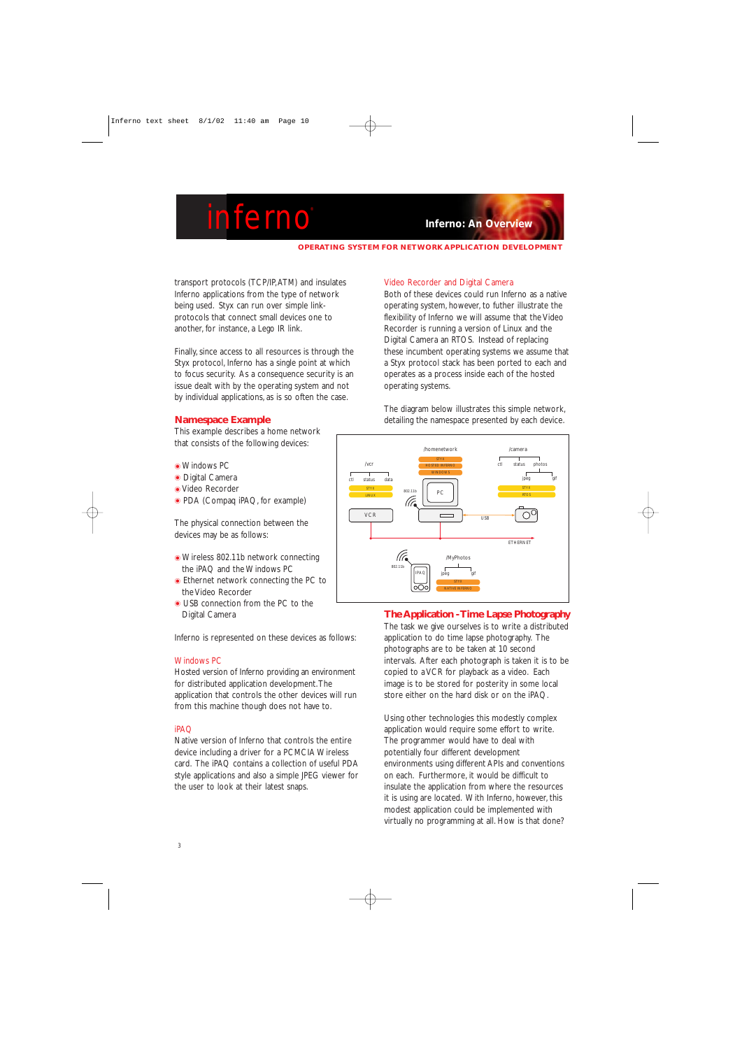transport protocols (TCP/IP, ATM) and insulates Inferno applications from the type of network being used. Styx can run over simple link-protocols that connect small devices one to another, for instance, a Lego IR link.

Finally, since access to all resources is through the Styx protocol, Inferno has a single point at which to focus security. As a consequence security is an issue dealt with by the operating system and not by individual applications, as is so often the case.

## Namespace Example

This example describes a home network that consists of the following devices:

- Windows PC
- Digital Camera
- Video Recorder
- PDA (Compaq iPAQ, for example)

The physical connection between the devices may be as follows:

- Wireless 802.11b network connecting the iPAQ and the Windows PC
- Ethernet network connecting the PC to the Video Recorder
- USB connection from the PC to the Digital Camera

Inferno is represented on these devices as follows:

### Windows PC

Hosted version of Inferno providing an environment for distributed application development. The application that controls the other devices will run from this machine though does not have to.

### iPAQ

Native version of Inferno that controls the entire device including a driver for a PCMCIA Wireless card. The iPAQ contains a collection of useful PDA style applications and also a simple JPEG viewer for the user to look at their latest snaps.

### Video Recorder and Digital Camera

Both of these devices could run Inferno as a native operating system, however, to futher illustrate the flexibility of Inferno we will assume that the Video Recorder is running a version of Linux and the Digital Camera an RTOS. Instead of replacing these incumbent operating systems we assume that a Styx protocol stack has been ported to each and operates as a process inside each of the hosted operating systems.

The diagram below illustrates this simple network, detailing the namespace presented by each device.

## The Application - Time Lapse Photography

The task we give ourselves is to write a distributed application to do time lapse photography. The photographs are to be taken at 10 second intervals. After each photograph is taken it is to be copied to a VCR for playback as a video. Each image is to be stored for posterity in some local store either on the hard disk or on the iPAQ.

Using other technologies this modestly complex application would require some effort to write. The programmer would have to deal with potentially four different development environments using different APIs and conventions on each. Furthermore, it would be difficult to insulate the application from where the resources it is using are located. With Inferno, however, this modest application could be implemented with virtually no programming at all. How is that done?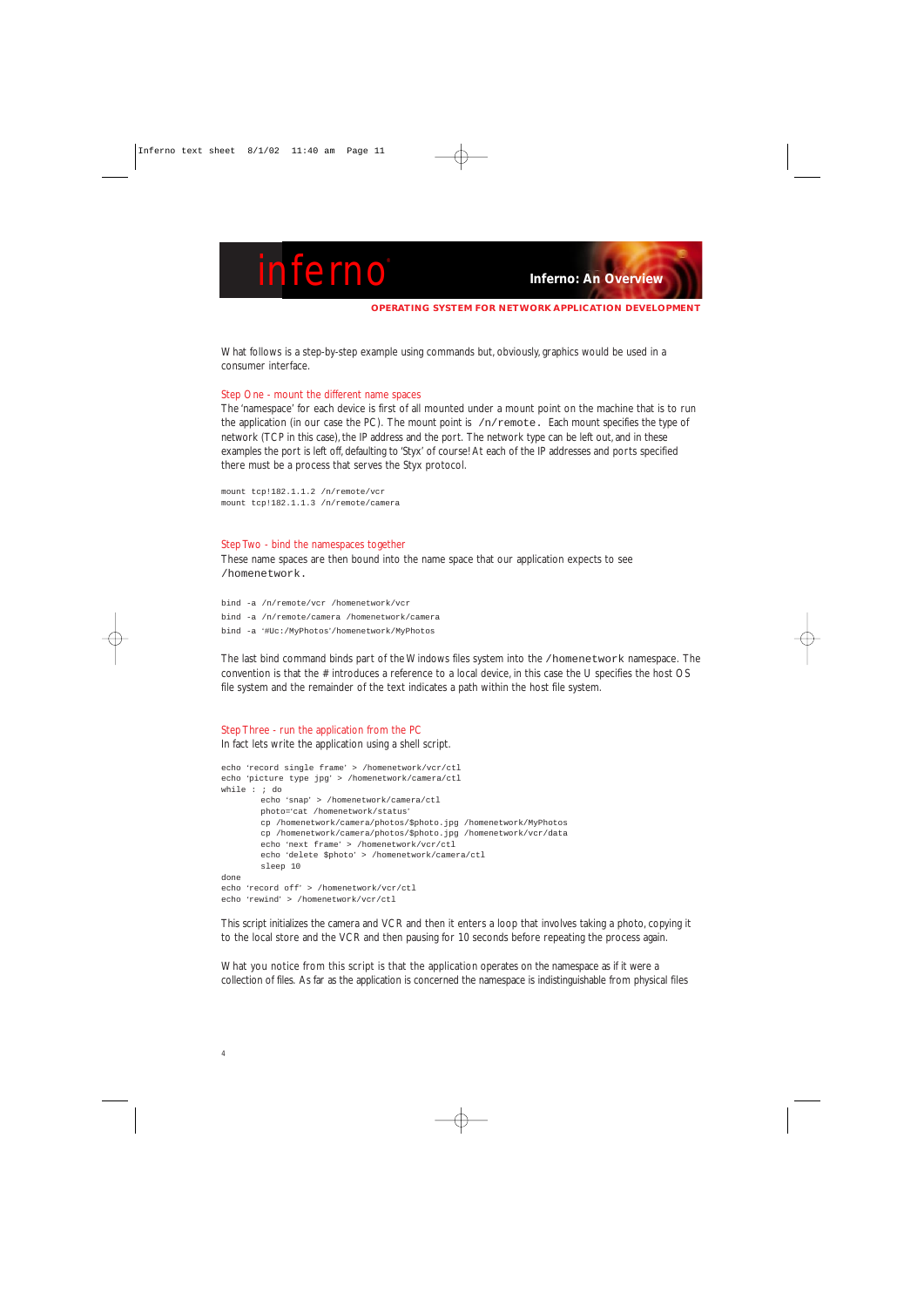What follows is a step-by-step example using commands but, obviously, graphics would be used in a consumer interface.

### Step One - mount the different name spaces

The 'namespace' for each device is first of all mounted under a mount point on the machine that is to run the application (in our case the PC). The mount point is `/n/remote.` Each mount specifies the type of network (TCP in this case), the IP address and the port. The network type can be left out, and in these examples the port is left off, defaulting to 'Styx' of course! At each of the IP addresses and ports specified there must be a process that serves the Styx protocol.

```
mount tcp!182.1.1.2 /n/remote/vcr
mount tcp!182.1.1.3 /n/remote/camera
```

### Step Two - bind the namespaces together

These name spaces are then bound into the name space that our application expects to see `/homenetwork.`

```
bind -a /n/remote/vcr /homenetwork/vcr
bind -a /n/remote/camera /homenetwork/camera
bind -a '#Uc:/MyPhotos'/homenetwork/MyPhotos
```

The last bind command binds part of the Windows files system into the `/homenetwork` namespace. The convention is that the # introduces a reference to a local device, in this case the U specifies the host OS file system and the remainder of the text indicates a path within the host file system.

### Step Three - run the application from the PC

In fact lets write the application using a shell script.

```
echo 'record single frame' > /homenetwork/vcr/ctl
echo 'picture type jpg' > /homenetwork/camera/ctl
while : ; do
        echo 'snap' > /homenetwork/camera/ctl
        photo='cat /homenetwork/status'
        cp /homenetwork/camera/photos/$photo.jpg /homenetwork/MyPhotos
        cp /homenetwork/camera/photos/$photo.jpg /homenetwork/vcr/data
        echo 'next frame' > /homenetwork/vcr/ctl
        echo 'delete $photo' > /homenetwork/camera/ctl
        sleep 10
done
echo 'record off' > /homenetwork/vcr/ctl
echo 'rewind' > /homenetwork/vcr/ctl
```

This script initializes the camera and VCR and then it enters a loop that involves taking a photo, copying it to the local store and the VCR and then pausing for 10 seconds before repeating the process again.

What you notice from this script is that the application operates on the namespace as if it were a collection of files. As far as the application is concerned the namespace is indistinguishable from physical files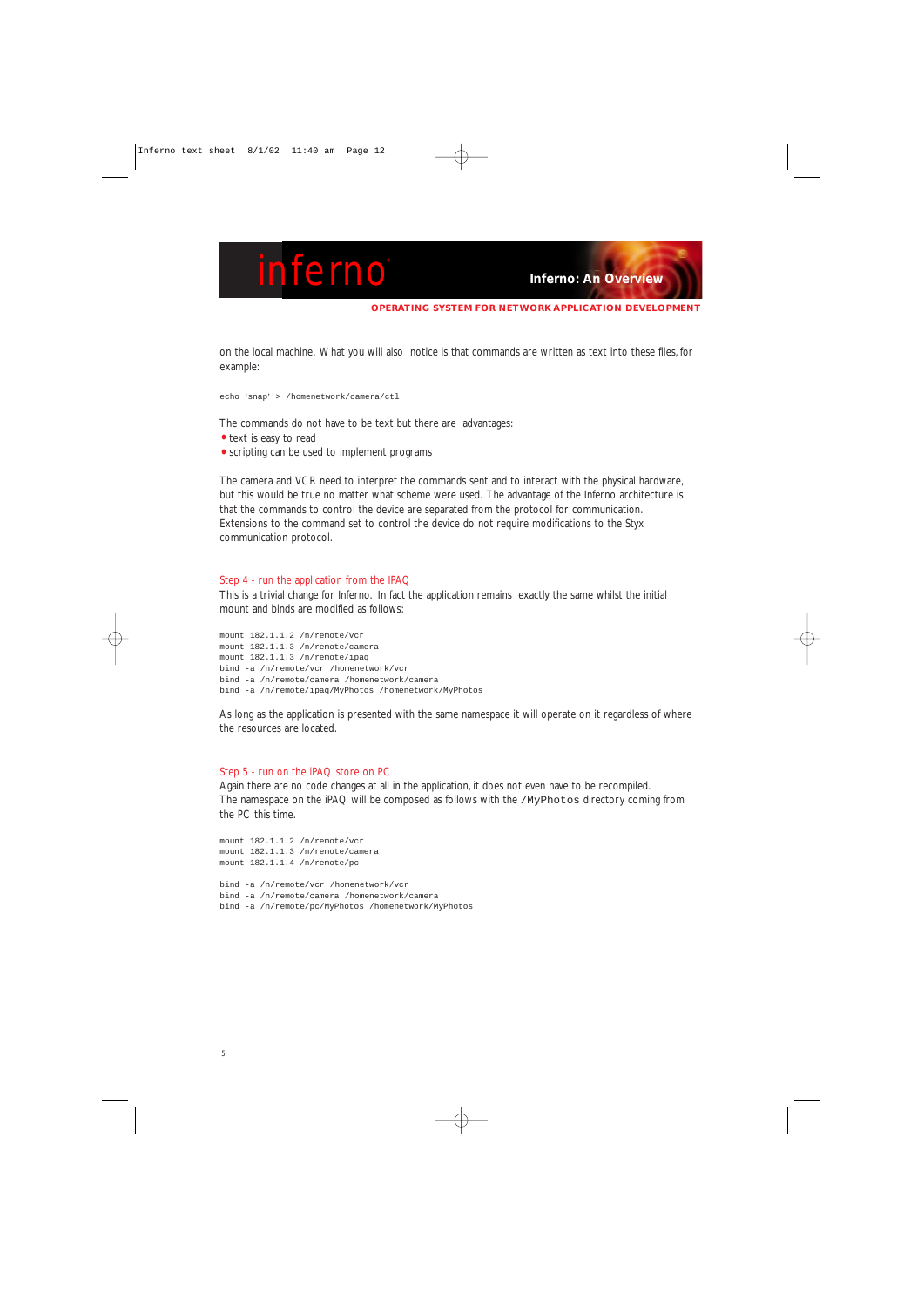on the local machine. What you will also notice is that commands are written as text into these files, for example:

```
echo 'snap' > /homenetwork/camera/ctl
```

The commands do not have to be text but there are advantages:

- text is easy to read
- scripting can be used to implement programs

The camera and VCR need to interpret the commands sent and to interact with the physical hardware, but this would be true no matter what scheme were used. The advantage of the Inferno architecture is that the commands to control the device are separated from the protocol for communication. Extensions to the command set to control the device do not require modifications to the Styx communication protocol.

### Step 4 - run the application from the IPAQ

This is a trivial change for Inferno. In fact the application remains exactly the same whilst the initial mount and binds are modified as follows:

```
mount 182.1.1.2 /n/remote/vcr
mount 182.1.1.3 /n/remote/camera
mount 182.1.1.3 /n/remote/ipaq
bind -a /n/remote/vcr /homenetwork/vcr
bind -a /n/remote/camera /homenetwork/camera
bind -a /n/remote/ipaq/MyPhotos /homenetwork/MyPhotos
```

As long as the application is presented with the same namespace it will operate on it regardless of where the resources are located.

### Step 5 - run on the iPAQ store on PC

Again there are no code changes at all in the application, it does not even have to be recompiled. The namespace on the iPAQ will be composed as follows with the /MyPhotos directory coming from the PC this time.

```
mount 182.1.1.2 /n/remote/vcr
mount 182.1.1.3 /n/remote/camera
mount 182.1.1.4 /n/remote/pc

bind -a /n/remote/vcr /homenetwork/vcr
bind -a /n/remote/camera /homenetwork/camera
bind -a /n/remote/pc/MyPhotos /homenetwork/MyPhotos
```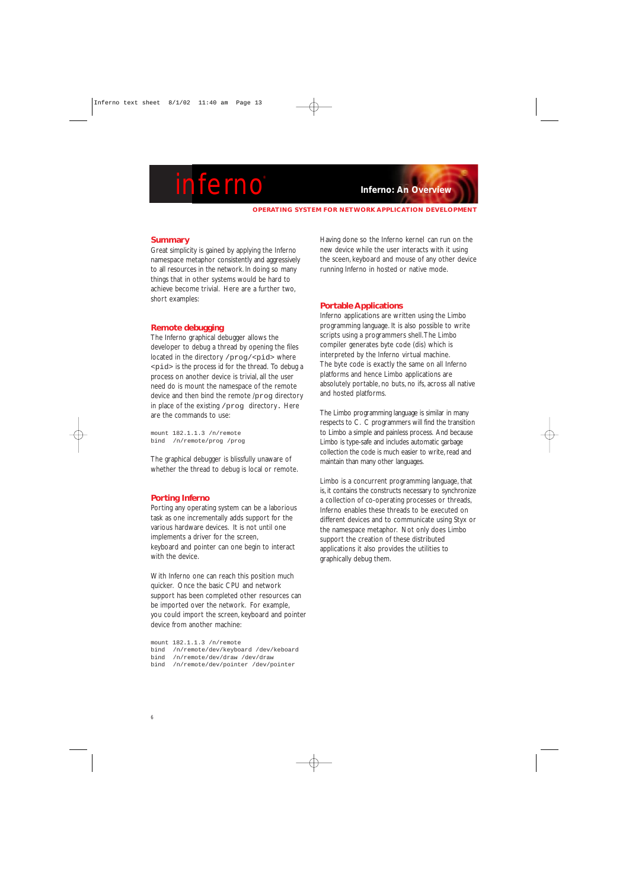## Summary

Great simplicity is gained by applying the Inferno namespace metaphor consistently and aggressively to all resources in the network. In doing so many things that in other systems would be hard to achieve become trivial. Here are a further two, short examples:

## Remote debugging

The Inferno graphical debugger allows the developer to debug a thread by opening the files located in the directory `/prog/<pid>` where `<pid>` is the process id for the thread. To debug a process on another device is trivial, all the user need do is mount the namespace of the remote device and then bind the remote `/prog` directory in place of the existing `/prog` directory. Here are the commands to use:

```
mount 182.1.1.3 /n/remote
bind  /n/remote/prog /prog
```

The graphical debugger is blissfully unaware of whether the thread to debug is local or remote.

## Porting Inferno

Porting any operating system can be a laborious task as one incrementally adds support for the various hardware devices. It is not until one implements a driver for the screen, keyboard and pointer can one begin to interact with the device.

With Inferno one can reach this position much quicker. Once the basic CPU and network support has been completed other resources can be imported over the network. For example, you could import the screen, keyboard and pointer device from another machine:

```
mount 182.1.1.3 /n/remote
bind  /n/remote/dev/keyboard /dev/keboard
bind  /n/remote/dev/draw /dev/draw
bind  /n/remote/dev/pointer /dev/pointer
```

Having done so the Inferno kernel can run on the new device while the user interacts with it using the screen, keyboard and mouse of any other device running Inferno in hosted or native mode.

## Portable Applications

Inferno applications are written using the Limbo programming language. It is also possible to write scripts using a programmers shell. The Limbo compiler generates byte code (dis) which is interpreted by the Inferno virtual machine. The byte code is exactly the same on all Inferno platforms and hence Limbo applications are absolutely portable, no buts, no ifs, across all native and hosted platforms.

The Limbo programming language is similar in many respects to C. C programmers will find the transition to Limbo a simple and painless process. And because Limbo is type-safe and includes automatic garbage collection the code is much easier to write, read and maintain than many other languages.

Limbo is a concurrent programming language, that is, it contains the constructs necessary to synchronize a collection of co-operating processes or threads, Inferno enables these threads to be executed on different devices and to communicate using Styx or the namespace metaphor. Not only does Limbo support the creation of these distributed applications it also provides the utilities to graphically debug them.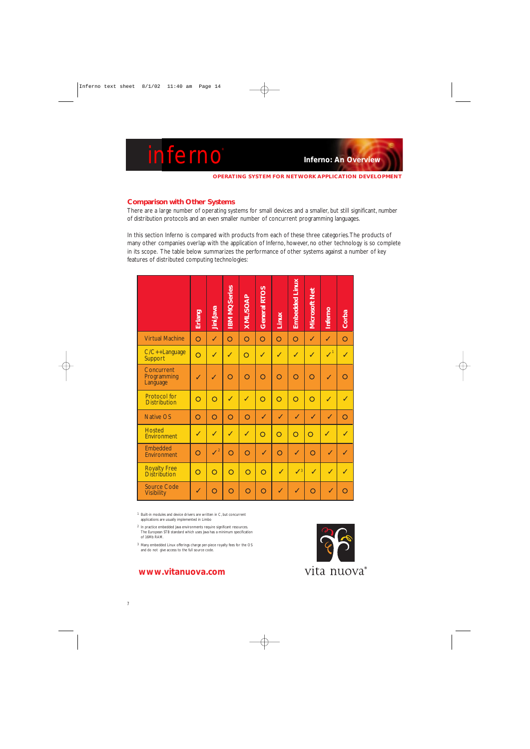## Comparison with Other Systems

There are a large number of operating systems for small devices and a smaller, but still significant, number of distribution protocols and an even smaller number of concurrent programming languages.

In this section Inferno is compared with products from each of these three categories.The products of many other companies overlap with the application of Inferno, however, no other technology is so complete in its scope. The table below summarizes the performance of other systems against a number of key features of distributed computing technologies:

| | Erlang | Jini/Java | IBM MQSeries | XML/SOAP | General RTOS | Linux | Embedded Linux | Microsoft Net | Inferno | Corba |
|---|---|---|---|---|---|---|---|---|---|---|
| Virtual Machine | ○ | ✓ | ○ | ○ | ○ | ○ | ○ | ✓ | ✓ | ○ |
| C/C++Language Support | ○ | ✓ | ✓ | ○ | ✓ | ✓ | ✓ | ✓ | ✓[1] | ✓ |
| Concurrent Programming Language | ✓ | ✓ | ○ | ○ | ○ | ○ | ○ | ○ | ✓ | ○ |
| Protocol for Distribution | ○ | ○ | ✓ | ✓ | ○ | ○ | ○ | ○ | ✓ | ✓ |
| Native OS | ○ | ○ | ○ | ○ | ✓ | ✓ | ✓ | ✓ | ✓ | ○ |
| Hosted Environment | ✓ | ✓ | ✓ | ✓ | ○ | ○ | ○ | ○ | ✓ | ✓ |
| Embedded Environment | ○ | ✓[2] | ○ | ○ | ✓ | ○ | ✓ | ○ | ✓ | ✓ |
| Royalty Free Distribution | ○ | ○ | ○ | ○ | ○ | ✓ | ✓[3] | ✓ | ✓ | ✓ |
| Source Code Visibility | ✓ | ○ | ○ | ○ | ○ | ✓ | ✓ | ○ | ✓ | ○ |

[1] Built-in modules and device drivers are written in C, but concurrent applications are usually implemented in Limbo

[2] In practice embedded Java environments require significant resources. The European STB standard which uses Java has a minimum specification of 16Mb RAM.

[3] Many embedded Linux offerings charge per-piece royalty fees for the OS and do not give access to the full source code.

**www.vitanuova.com**